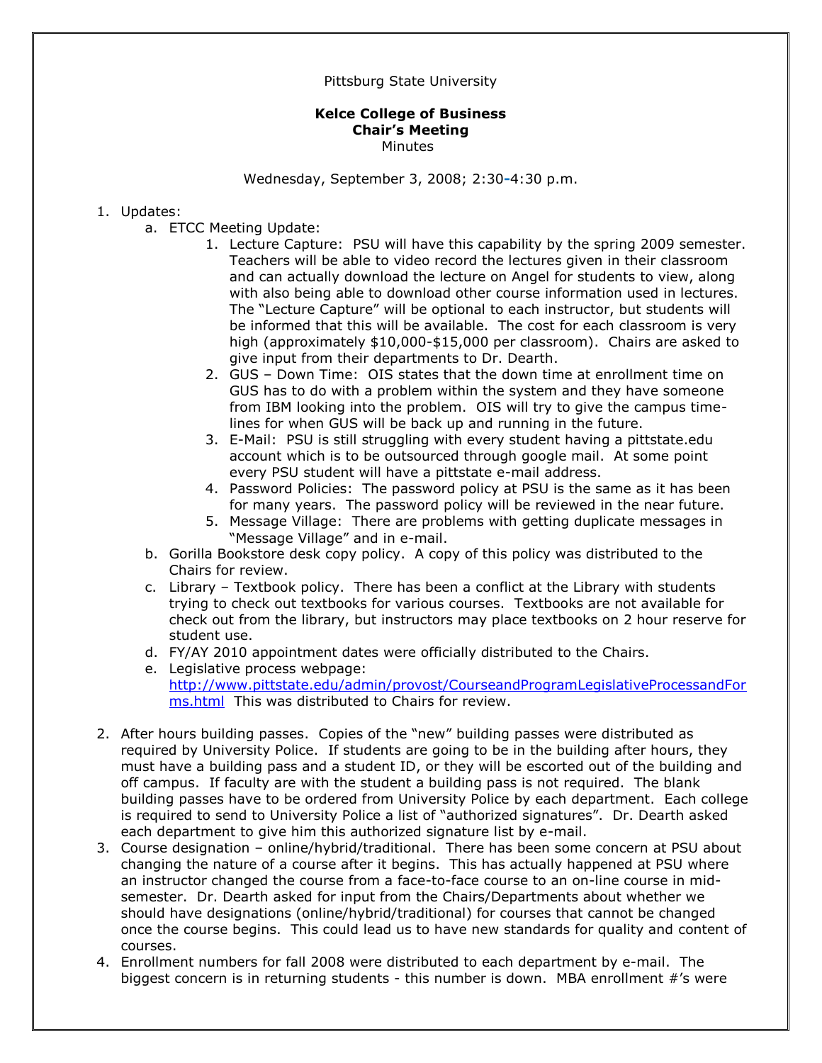Pittsburg State University

**Kelce College of Business**
**Chair's Meeting**
Minutes

Wednesday, September 3, 2008; 2:30-4:30 p.m.

1. Updates:
   a. ETCC Meeting Update:
      1. Lecture Capture: PSU will have this capability by the spring 2009 semester. Teachers will be able to video record the lectures given in their classroom and can actually download the lecture on Angel for students to view, along with also being able to download other course information used in lectures. The "Lecture Capture" will be optional to each instructor, but students will be informed that this will be available. The cost for each classroom is very high (approximately $10,000-$15,000 per classroom). Chairs are asked to give input from their departments to Dr. Dearth.
      2. GUS – Down Time: OIS states that the down time at enrollment time on GUS has to do with a problem within the system and they have someone from IBM looking into the problem. OIS will try to give the campus time-lines for when GUS will be back up and running in the future.
      3. E-Mail: PSU is still struggling with every student having a pittstate.edu account which is to be outsourced through google mail. At some point every PSU student will have a pittstate e-mail address.
      4. Password Policies: The password policy at PSU is the same as it has been for many years. The password policy will be reviewed in the near future.
      5. Message Village: There are problems with getting duplicate messages in "Message Village" and in e-mail.

   b. Gorilla Bookstore desk copy policy. A copy of this policy was distributed to the Chairs for review.
   c. Library – Textbook policy. There has been a conflict at the Library with students trying to check out textbooks for various courses. Textbooks are not available for check out from the library, but instructors may place textbooks on 2 hour reserve for student use.
   d. FY/AY 2010 appointment dates were officially distributed to the Chairs.
   e. Legislative process webpage: [http://www.pittstate.edu/admin/provost/CourseandProgramLegislativeProcessandForms.html](http://www.pittstate.edu/admin/provost/CourseandProgramLegislativeProcessandForms.html) This was distributed to Chairs for review.

2. After hours building passes. Copies of the "new" building passes were distributed as required by University Police. If students are going to be in the building after hours, they must have a building pass and a student ID, or they will be escorted out of the building and off campus. If faculty are with the student a building pass is not required. The blank building passes have to be ordered from University Police by each department. Each college is required to send to University Police a list of "authorized signatures". Dr. Dearth asked each department to give him this authorized signature list by e-mail.
3. Course designation – online/hybrid/traditional. There has been some concern at PSU about changing the nature of a course after it begins. This has actually happened at PSU where an instructor changed the course from a face-to-face course to an on-line course in mid-semester. Dr. Dearth asked for input from the Chairs/Departments about whether we should have designations (online/hybrid/traditional) for courses that cannot be changed once the course begins. This could lead us to have new standards for quality and content of courses.
4. Enrollment numbers for fall 2008 were distributed to each department by e-mail. The biggest concern is in returning students - this number is down. MBA enrollment #'s were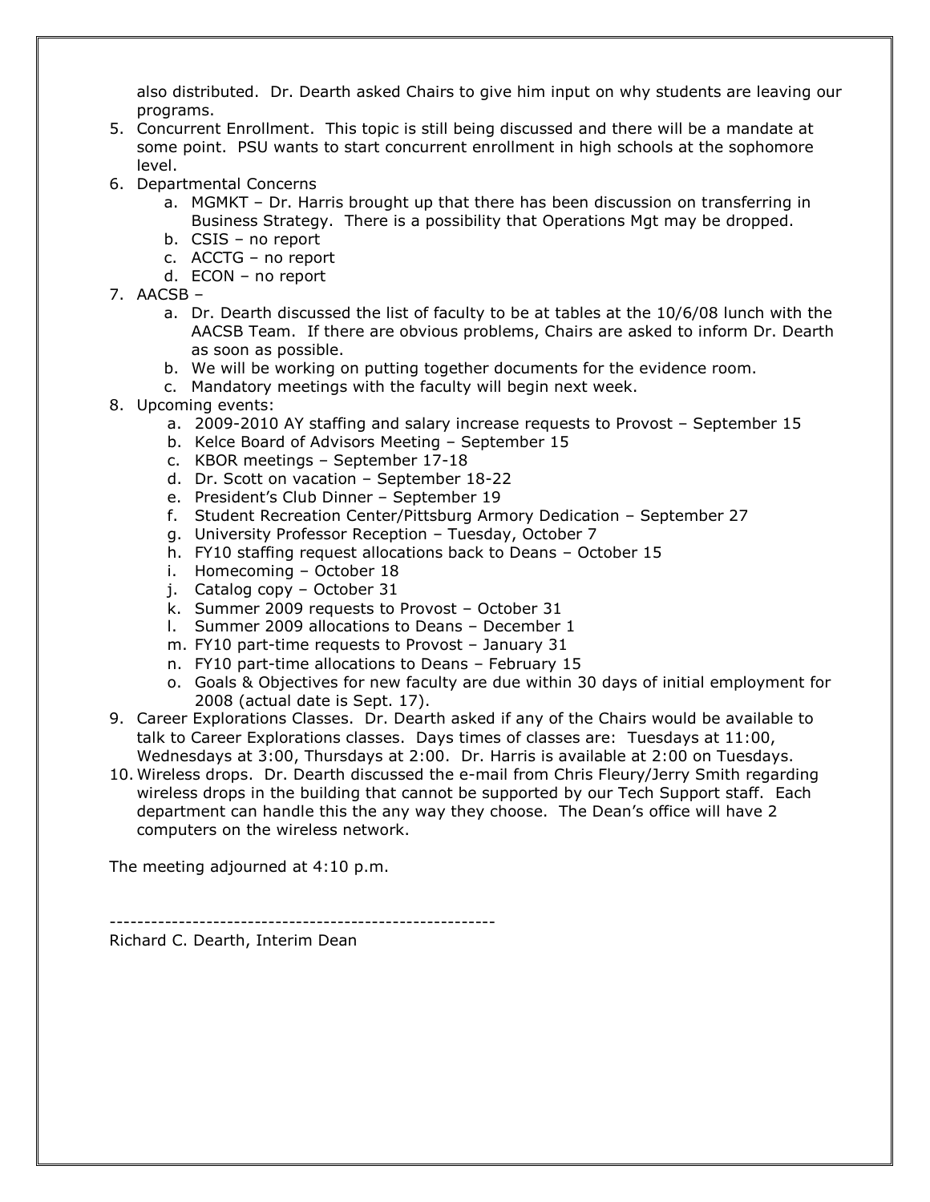also distributed. Dr. Dearth asked Chairs to give him input on why students are leaving our programs.

5. Concurrent Enrollment. This topic is still being discussed and there will be a mandate at some point. PSU wants to start concurrent enrollment in high schools at the sophomore level.
6. Departmental Concerns
   a. MGMKT – Dr. Harris brought up that there has been discussion on transferring in Business Strategy. There is a possibility that Operations Mgt may be dropped.
   b. CSIS – no report
   c. ACCTG – no report
   d. ECON – no report
7. AACSB –
   a. Dr. Dearth discussed the list of faculty to be at tables at the 10/6/08 lunch with the AACSB Team. If there are obvious problems, Chairs are asked to inform Dr. Dearth as soon as possible.
   b. We will be working on putting together documents for the evidence room.
   c. Mandatory meetings with the faculty will begin next week.
8. Upcoming events:
   a. 2009-2010 AY staffing and salary increase requests to Provost – September 15
   b. Kelce Board of Advisors Meeting – September 15
   c. KBOR meetings – September 17-18
   d. Dr. Scott on vacation – September 18-22
   e. President's Club Dinner – September 19
   f. Student Recreation Center/Pittsburg Armory Dedication – September 27
   g. University Professor Reception – Tuesday, October 7
   h. FY10 staffing request allocations back to Deans – October 15
   i. Homecoming – October 18
   j. Catalog copy – October 31
   k. Summer 2009 requests to Provost – October 31
   l. Summer 2009 allocations to Deans – December 1
   m. FY10 part-time requests to Provost – January 31
   n. FY10 part-time allocations to Deans – February 15
   o. Goals & Objectives for new faculty are due within 30 days of initial employment for 2008 (actual date is Sept. 17).
9. Career Explorations Classes. Dr. Dearth asked if any of the Chairs would be available to talk to Career Explorations classes. Days times of classes are: Tuesdays at 11:00, Wednesdays at 3:00, Thursdays at 2:00. Dr. Harris is available at 2:00 on Tuesdays.
10. Wireless drops. Dr. Dearth discussed the e-mail from Chris Fleury/Jerry Smith regarding wireless drops in the building that cannot be supported by our Tech Support staff. Each department can handle this the any way they choose. The Dean's office will have 2 computers on the wireless network.

The meeting adjourned at 4:10 p.m.

-------------------------------------------------------

Richard C. Dearth, Interim Dean